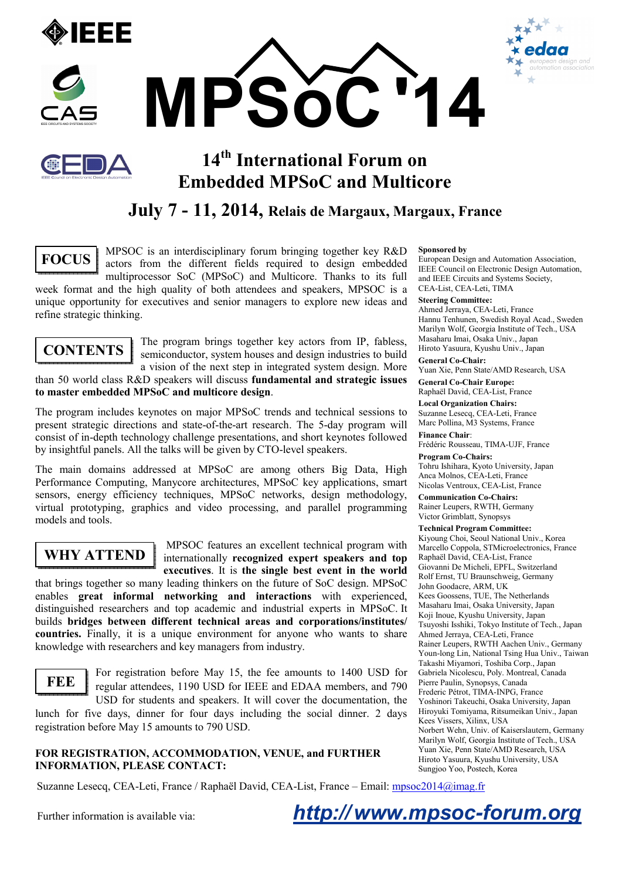# MPSoC '14

## 14th International Forum on Embedded MPSoC and Multicore

### July 7 - 11, 2014, Relais de Margaux, Margaux, France

## FOCUS

MPSOC is an interdisciplinary forum bringing together key R&D actors from the different fields required to design embedded multiprocessor SoC (MPSoC) and Multicore. Thanks to its full week format and the high quality of both attendees and speakers, MPSOC is a unique opportunity for executives and senior managers to explore new ideas and refine strategic thinking.

## CONTENTS

The program brings together key actors from IP, fabless, semiconductor, system houses and design industries to build a vision of the next step in integrated system design. More than 50 world class R&D speakers will discuss **fundamental and strategic issues to master embedded MPSoC and multicore design**.

The program includes keynotes on major MPSoC trends and technical sessions to present strategic directions and state-of-the-art research. The 5-day program will consist of in-depth technology challenge presentations, and short keynotes followed by insightful panels. All the talks will be given by CTO-level speakers.

The main domains addressed at MPSoC are among others Big Data, High Performance Computing, Manycore architectures, MPSoC key applications, smart sensors, energy efficiency techniques, MPSoC networks, design methodology, virtual prototyping, graphics and video processing, and parallel programming models and tools.

## WHY ATTEND

MPSOC features an excellent technical program with internationally **recognized expert speakers and top executives**. It is **the single best event in the world** that brings together so many leading thinkers on the future of SoC design. MPSoC enables **great informal networking and interactions** with experienced, distinguished researchers and top academic and industrial experts in MPSoC. It builds **bridges between different technical areas and corporations/institutes/ countries.** Finally, it is a unique environment for anyone who wants to share knowledge with researchers and key managers from industry.

## FEE

For registration before May 15, the fee amounts to 1400 USD for regular attendees, 1190 USD for IEEE and EDAA members, and 790 USD for students and speakers. It will cover the documentation, the lunch for five days, dinner for four days including the social dinner. 2 days registration before May 15 amounts to 790 USD.

**FOR REGISTRATION, ACCOMMODATION, VENUE, and FURTHER INFORMATION, PLEASE CONTACT:**

Suzanne Lesecq, CEA-Leti, France / Raphaël David, CEA-List, France – Email: mpsoc2014@imag.fr

Further information is available via: **http://www.mpsoc-forum.org**

---

**Sponsored by**
European Design and Automation Association, IEEE Council on Electronic Design Automation, and IEEE Circuits and Systems Society, CEA-List, CEA-Leti, TIMA

**Steering Committee:**
Ahmed Jerraya, CEA-Leti, France
Hannu Tenhunen, Swedish Royal Acad., Sweden
Marilyn Wolf, Georgia Institute of Tech., USA
Masaharu Imai, Osaka Univ., Japan
Hiroto Yasuura, Kyushu Univ., Japan

**General Co-Chair:**
Yuan Xie, Penn State/AMD Research, USA

**General Co-Chair Europe:**
Raphaël David, CEA-List, France

**Local Organization Chairs:**
Suzanne Lesecq, CEA-Leti, France
Marc Pollina, M3 Systems, France

**Finance Chair**:
Frédéric Rousseau, TIMA-UJF, France

**Program Co-Chairs:**
Tohru Ishihara, Kyoto University, Japan
Anca Molnos, CEA-Leti, France
Nicolas Ventroux, CEA-List, France

**Communication Co-Chairs:**
Rainer Leupers, RWTH, Germany
Victor Grimblatt, Synopsys

**Technical Program Committee:**
Kiyoung Choi, Seoul National Univ., Korea
Marcello Coppola, STMicroelectronics, France
Raphaël David, CEA-List, France
Giovanni De Micheli, EPFL, Switzerland
Rolf Ernst, TU Braunschweig, Germany
John Goodacre, ARM, UK
Kees Goossens, TUE, The Netherlands
Masaharu Imai, Osaka University, Japan
Koji Inoue, Kyushu University, Japan
Tsuyoshi Isshiki, Tokyo Institute of Tech., Japan
Ahmed Jerraya, CEA-Leti, France
Rainer Leupers, RWTH Aachen Univ., Germany
Youn-long Lin, National Tsing Hua Univ., Taiwan
Takashi Miyamori, Toshiba Corp., Japan
Gabriela Nicolescu, Poly. Montreal, Canada
Pierre Paulin, Synopsys, Canada
Frederic Pétrot, TIMA-INPG, France
Yoshinori Takeuchi, Osaka University, Japan
Hiroyuki Tomiyama, Ritsumeikan Univ., Japan
Kees Vissers, Xilinx, USA
Norbert Wehn, Univ. of Kaiserslautern, Germany
Marilyn Wolf, Georgia Institute of Tech., USA
Yuan Xie, Penn State/AMD Research, USA
Hiroto Yasuura, Kyushu University, USA
Sungjoo Yoo, Postech, Korea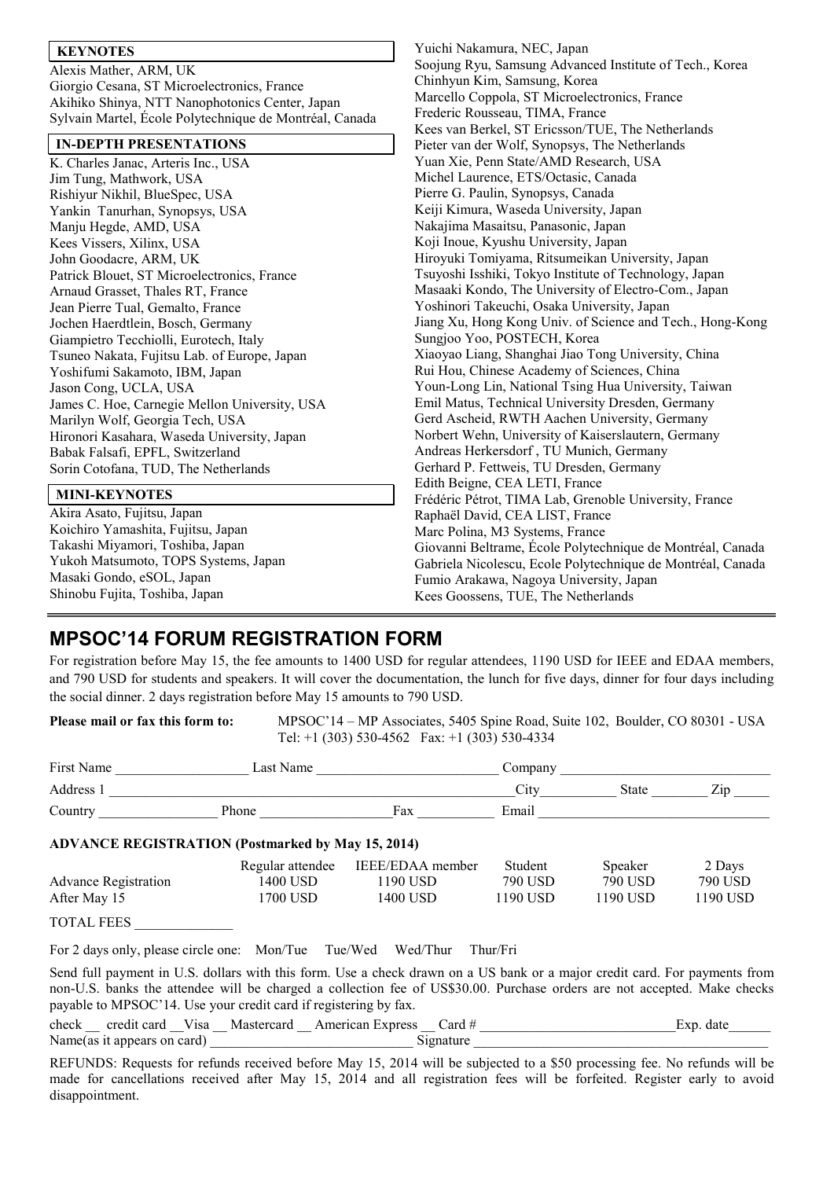### KEYNOTES

Alexis Mather, ARM, UK
Giorgio Cesana, ST Microelectronics, France
Akihiko Shinya, NTT Nanophotonics Center, Japan
Sylvain Martel, École Polytechnique de Montréal, Canada

### IN-DEPTH PRESENTATIONS

K. Charles Janac, Arteris Inc., USA
Jim Tung, Mathwork, USA
Rishiyur Nikhil, BlueSpec, USA
Yankin Tanurhan, Synopsys, USA
Manju Hegde, AMD, USA
Kees Vissers, Xilinx, USA
John Goodacre, ARM, UK
Patrick Blouet, ST Microelectronics, France
Arnaud Grasset, Thales RT, France
Jean Pierre Tual, Gemalto, France
Jochen Haerdtlein, Bosch, Germany
Giampietro Tecchiolli, Eurotech, Italy
Tsuneo Nakata, Fujitsu Lab. of Europe, Japan
Yoshifumi Sakamoto, IBM, Japan
Jason Cong, UCLA, USA
James C. Hoe, Carnegie Mellon University, USA
Marilyn Wolf, Georgia Tech, USA
Hironori Kasahara, Waseda University, Japan
Babak Falsafi, EPFL, Switzerland
Sorin Cotofana, TUD, The Netherlands

### MINI-KEYNOTES

Akira Asato, Fujitsu, Japan
Koichiro Yamashita, Fujitsu, Japan
Takashi Miyamori, Toshiba, Japan
Yukoh Matsumoto, TOPS Systems, Japan
Masaki Gondo, eSOL, Japan
Shinobu Fujita, Toshiba, Japan

Yuichi Nakamura, NEC, Japan
Soojung Ryu, Samsung Advanced Institute of Tech., Korea
Chinhyun Kim, Samsung, Korea
Marcello Coppola, ST Microelectronics, France
Frederic Rousseau, TIMA, France
Kees van Berkel, ST Ericsson/TUE, The Netherlands
Pieter van der Wolf, Synopsys, The Netherlands
Yuan Xie, Penn State/AMD Research, USA
Michel Laurence, ETS/Octasic, Canada
Pierre G. Paulin, Synopsys, Canada
Keiji Kimura, Waseda University, Japan
Nakajima Masaitsu, Panasonic, Japan
Koji Inoue, Kyushu University, Japan
Hiroyuki Tomiyama, Ritsumeikan University, Japan
Tsuyoshi Isshiki, Tokyo Institute of Technology, Japan
Masaaki Kondo, The University of Electro-Com., Japan
Yoshinori Takeuchi, Osaka University, Japan
Jiang Xu, Hong Kong Univ. of Science and Tech., Hong-Kong
Sungjoo Yoo, POSTECH, Korea
Xiaoyao Liang, Shanghai Jiao Tong University, China
Rui Hou, Chinese Academy of Sciences, China
Youn-Long Lin, National Tsing Hua University, Taiwan
Emil Matus, Technical University Dresden, Germany
Gerd Ascheid, RWTH Aachen University, Germany
Norbert Wehn, University of Kaiserslautern, Germany
Andreas Herkersdorf , TU Munich, Germany
Gerhard P. Fettweis, TU Dresden, Germany
Edith Beigne, CEA LETI, France
Frédéric Pétrot, TIMA Lab, Grenoble University, France
Raphaël David, CEA LIST, France
Marc Polina, M3 Systems, France
Giovanni Beltrame, École Polytechnique de Montréal, Canada
Gabriela Nicolescu, Ecole Polytechnique de Montréal, Canada
Fumio Arakawa, Nagoya University, Japan
Kees Goossens, TUE, The Netherlands

## MPSOC'14 FORUM REGISTRATION FORM

For registration before May 15, the fee amounts to 1400 USD for regular attendees, 1190 USD for IEEE and EDAA members, and 790 USD for students and speakers. It will cover the documentation, the lunch for five days, dinner for four days including the social dinner. 2 days registration before May 15 amounts to 790 USD.

**Please mail or fax this form to:** MPSOC'14 – MP Associates, 5405 Spine Road, Suite 102, Boulder, CO 80301 - USA
Tel: +1 (303) 530-4562 Fax: +1 (303) 530-4334

First Name ____________ Last Name ________________ Company ________________

Address 1 ________________________________ City__________ State ________ Zip _____

Country ____________ Phone ____________ Fax __________ Email ________________

**ADVANCE REGISTRATION (Postmarked by May 15, 2014)**

| | Regular attendee | IEEE/EDAA member | Student | Speaker | 2 Days |
|---|---|---|---|---|---|
| Advance Registration | 1400 USD | 1190 USD | 790 USD | 790 USD | 790 USD |
| After May 15 | 1700 USD | 1400 USD | 1190 USD | 1190 USD | 1190 USD |

TOTAL FEES ______________

For 2 days only, please circle one: Mon/Tue Tue/Wed Wed/Thur Thur/Fri

Send full payment in U.S. dollars with this form. Use a check drawn on a US bank or a major credit card. For payments from non-U.S. banks the attendee will be charged a collection fee of US$30.00. Purchase orders are not accepted. Make checks payable to MPSOC'14. Use your credit card if registering by fax.

check __ credit card __Visa __ Mastercard __ American Express __ Card # ____________________ Exp. date______

Name(as it appears on card) ____________________ Signature ____________________

REFUNDS: Requests for refunds received before May 15, 2014 will be subjected to a $50 processing fee. No refunds will be made for cancellations received after May 15, 2014 and all registration fees will be forfeited. Register early to avoid disappointment.